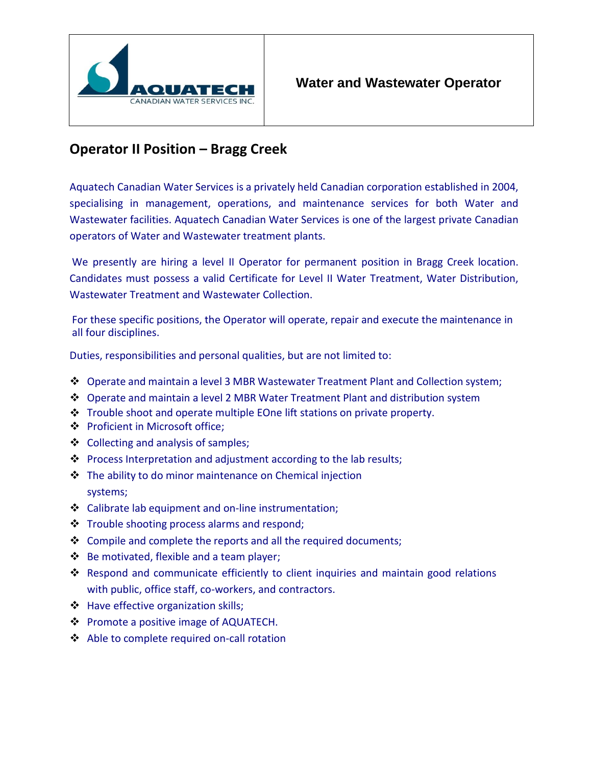| AQUATECH CANADIAN WATER SERVICES INC. | **Water and Wastewater Operator** |
|---|---|

## Operator II Position – Bragg Creek

Aquatech Canadian Water Services is a privately held Canadian corporation established in 2004, specialising in management, operations, and maintenance services for both Water and Wastewater facilities. Aquatech Canadian Water Services is one of the largest private Canadian operators of Water and Wastewater treatment plants.

We presently are hiring a level II Operator for permanent position in Bragg Creek location. Candidates must possess a valid Certificate for Level II Water Treatment, Water Distribution, Wastewater Treatment and Wastewater Collection.

For these specific positions, the Operator will operate, repair and execute the maintenance in all four disciplines.

Duties, responsibilities and personal qualities, but are not limited to:

- Operate and maintain a level 3 MBR Wastewater Treatment Plant and Collection system;
- Operate and maintain a level 2 MBR Water Treatment Plant and distribution system
- Trouble shoot and operate multiple EOne lift stations on private property.
- Proficient in Microsoft office;
- Collecting and analysis of samples;
- Process Interpretation and adjustment according to the lab results;
- The ability to do minor maintenance on Chemical injection systems;
- Calibrate lab equipment and on-line instrumentation;
- Trouble shooting process alarms and respond;
- Compile and complete the reports and all the required documents;
- Be motivated, flexible and a team player;
- Respond and communicate efficiently to client inquiries and maintain good relations with public, office staff, co-workers, and contractors.
- Have effective organization skills;
- Promote a positive image of AQUATECH.
- Able to complete required on-call rotation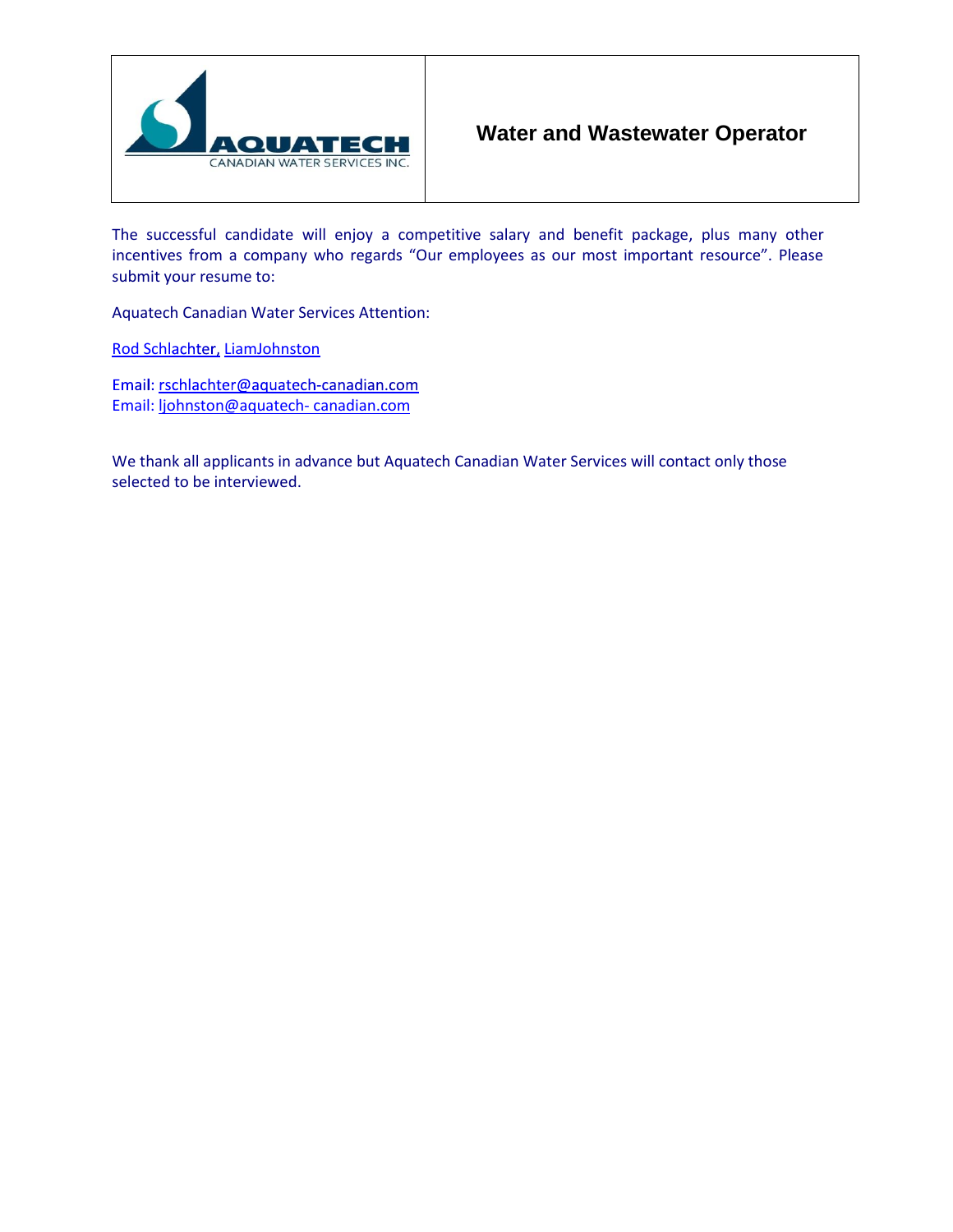| AQUATECH CANADIAN WATER SERVICES INC. | **Water and Wastewater Operator** |
|---|---|

The successful candidate will enjoy a competitive salary and benefit package, plus many other incentives from a company who regards "Our employees as our most important resource". Please submit your resume to:

Aquatech Canadian Water Services Attention:

Rod Schlachter, LiamJohnston

Email: rschlachter@aquatech-canadian.com
Email: ljohnston@aquatech- canadian.com

We thank all applicants in advance but Aquatech Canadian Water Services will contact only those selected to be interviewed.